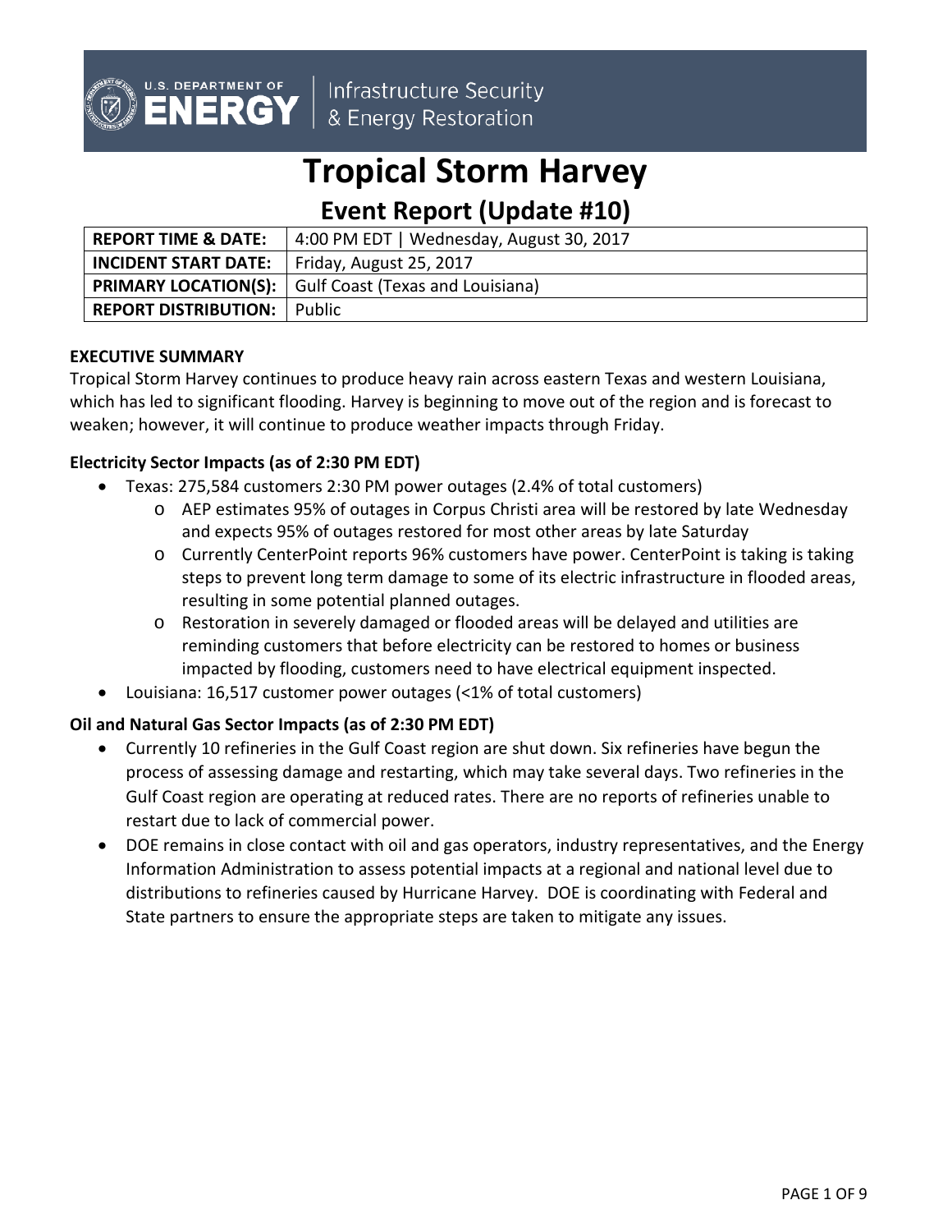U.S. DEPARTMENT OF ENERGY | Infrastructure Security & Energy Restoration

# Tropical Storm Harvey

## Event Report (Update #10)

| | |
|---|---|
| **REPORT TIME & DATE:** | 4:00 PM EDT \| Wednesday, August 30, 2017 |
| **INCIDENT START DATE:** | Friday, August 25, 2017 |
| **PRIMARY LOCATION(S):** | Gulf Coast (Texas and Louisiana) |
| **REPORT DISTRIBUTION:** | Public |

**EXECUTIVE SUMMARY**

Tropical Storm Harvey continues to produce heavy rain across eastern Texas and western Louisiana, which has led to significant flooding. Harvey is beginning to move out of the region and is forecast to weaken; however, it will continue to produce weather impacts through Friday.

**Electricity Sector Impacts (as of 2:30 PM EDT)**

- Texas: 275,584 customers 2:30 PM power outages (2.4% of total customers)
  - AEP estimates 95% of outages in Corpus Christi area will be restored by late Wednesday and expects 95% of outages restored for most other areas by late Saturday
  - Currently CenterPoint reports 96% customers have power. CenterPoint is taking is taking steps to prevent long term damage to some of its electric infrastructure in flooded areas, resulting in some potential planned outages.
  - Restoration in severely damaged or flooded areas will be delayed and utilities are reminding customers that before electricity can be restored to homes or business impacted by flooding, customers need to have electrical equipment inspected.
- Louisiana: 16,517 customer power outages (<1% of total customers)

**Oil and Natural Gas Sector Impacts (as of 2:30 PM EDT)**

- Currently 10 refineries in the Gulf Coast region are shut down. Six refineries have begun the process of assessing damage and restarting, which may take several days. Two refineries in the Gulf Coast region are operating at reduced rates. There are no reports of refineries unable to restart due to lack of commercial power.
- DOE remains in close contact with oil and gas operators, industry representatives, and the Energy Information Administration to assess potential impacts at a regional and national level due to distributions to refineries caused by Hurricane Harvey. DOE is coordinating with Federal and State partners to ensure the appropriate steps are taken to mitigate any issues.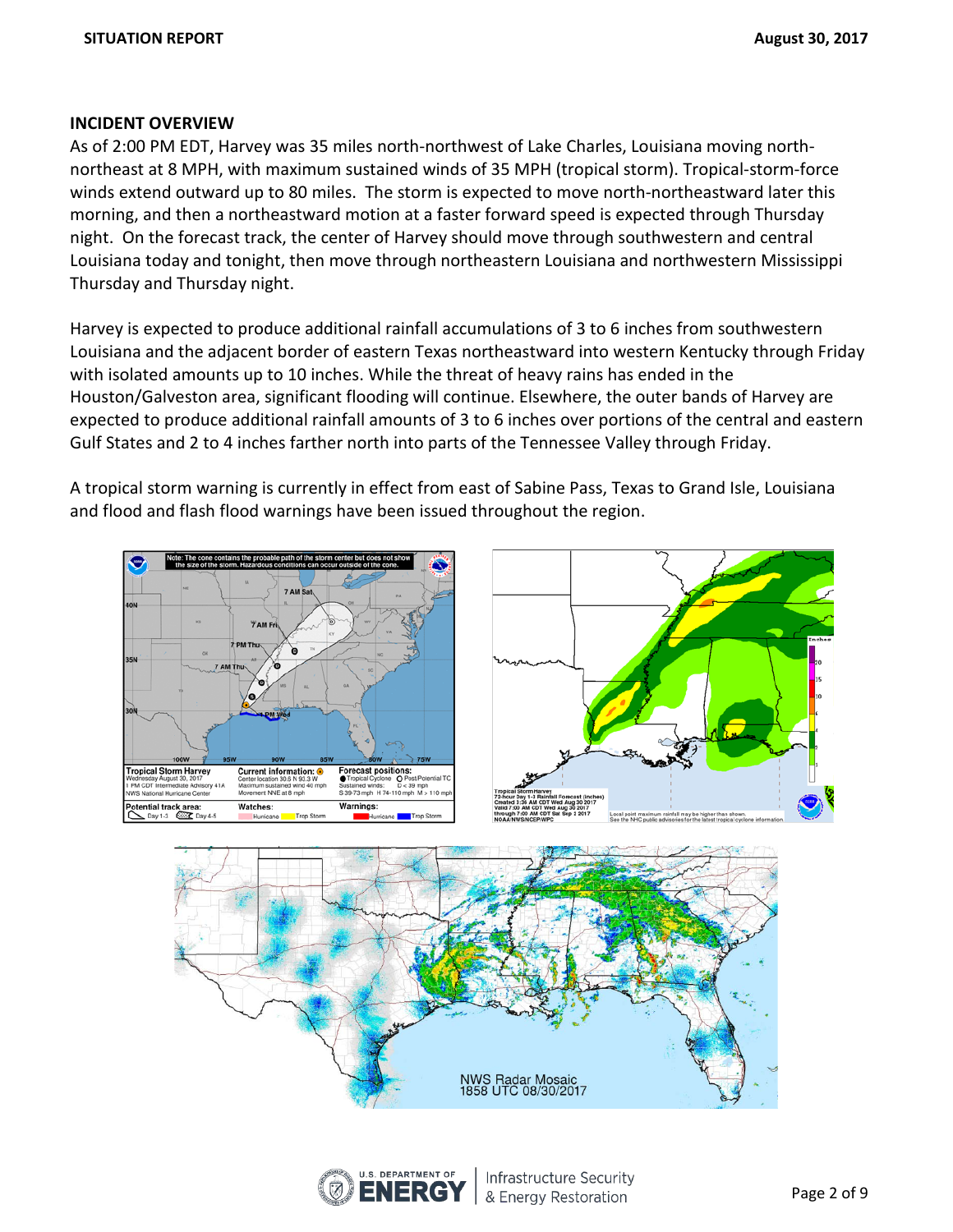## INCIDENT OVERVIEW

As of 2:00 PM EDT, Harvey was 35 miles north-northwest of Lake Charles, Louisiana moving north-northeast at 8 MPH, with maximum sustained winds of 35 MPH (tropical storm). Tropical-storm-force winds extend outward up to 80 miles. The storm is expected to move north-northeastward later this morning, and then a northeastward motion at a faster forward speed is expected through Thursday night. On the forecast track, the center of Harvey should move through southwestern and central Louisiana today and tonight, then move through northeastern Louisiana and northwestern Mississippi Thursday and Thursday night.

Harvey is expected to produce additional rainfall accumulations of 3 to 6 inches from southwestern Louisiana and the adjacent border of eastern Texas northeastward into western Kentucky through Friday with isolated amounts up to 10 inches. While the threat of heavy rains has ended in the Houston/Galveston area, significant flooding will continue. Elsewhere, the outer bands of Harvey are expected to produce additional rainfall amounts of 3 to 6 inches over portions of the central and eastern Gulf States and 2 to 4 inches farther north into parts of the Tennessee Valley through Friday.

A tropical storm warning is currently in effect from east of Sabine Pass, Texas to Grand Isle, Louisiana and flood and flash flood warnings have been issued throughout the region.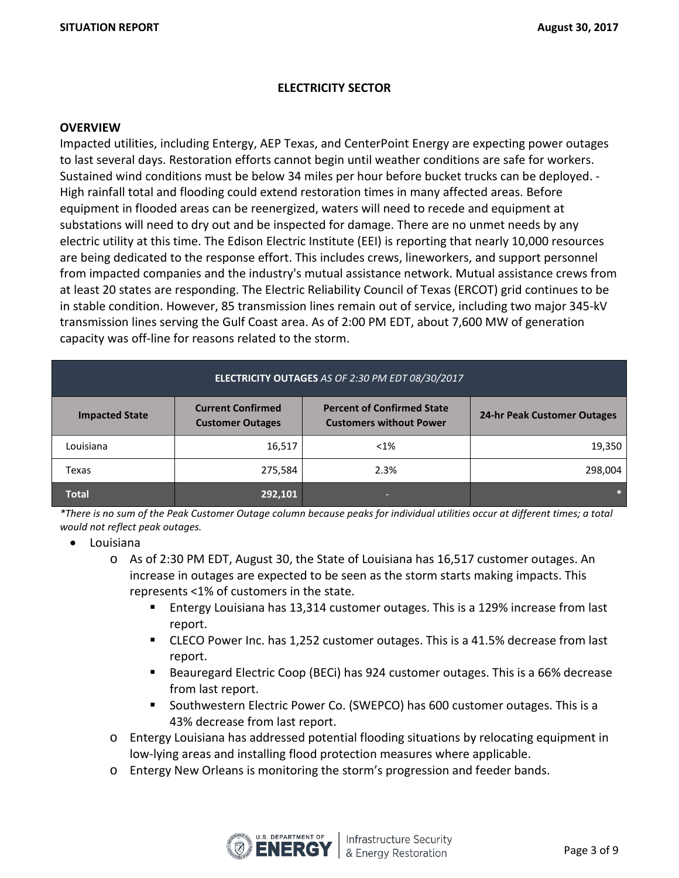## ELECTRICITY SECTOR

### OVERVIEW

Impacted utilities, including Entergy, AEP Texas, and CenterPoint Energy are expecting power outages to last several days. Restoration efforts cannot begin until weather conditions are safe for workers. Sustained wind conditions must be below 34 miles per hour before bucket trucks can be deployed. - High rainfall total and flooding could extend restoration times in many affected areas. Before equipment in flooded areas can be reenergized, waters will need to recede and equipment at substations will need to dry out and be inspected for damage. There are no unmet needs by any electric utility at this time. The Edison Electric Institute (EEI) is reporting that nearly 10,000 resources are being dedicated to the response effort. This includes crews, lineworkers, and support personnel from impacted companies and the industry's mutual assistance network. Mutual assistance crews from at least 20 states are responding. The Electric Reliability Council of Texas (ERCOT) grid continues to be in stable condition. However, 85 transmission lines remain out of service, including two major 345-kV transmission lines serving the Gulf Coast area. As of 2:00 PM EDT, about 7,600 MW of generation capacity was off-line for reasons related to the storm.

| **ELECTRICITY OUTAGES** *AS OF 2:30 PM EDT 08/30/2017* | | | |
|---|---|---|---|
| **Impacted State** | **Current Confirmed Customer Outages** | **Percent of Confirmed State Customers without Power** | **24-hr Peak Customer Outages** |
| Louisiana | 16,517 | <1% | 19,350 |
| Texas | 275,584 | 2.3% | 298,004 |
| **Total** | **292,101** | - | * |

*\*There is no sum of the Peak Customer Outage column because peaks for individual utilities occur at different times; a total would not reflect peak outages.*

- Louisiana
  - As of 2:30 PM EDT, August 30, the State of Louisiana has 16,517 customer outages. An increase in outages are expected to be seen as the storm starts making impacts. This represents <1% of customers in the state.
    - Entergy Louisiana has 13,314 customer outages. This is a 129% increase from last report.
    - CLECO Power Inc. has 1,252 customer outages. This is a 41.5% decrease from last report.
    - Beauregard Electric Coop (BECi) has 924 customer outages. This is a 66% decrease from last report.
    - Southwestern Electric Power Co. (SWEPCO) has 600 customer outages. This is a 43% decrease from last report.
  - Entergy Louisiana has addressed potential flooding situations by relocating equipment in low-lying areas and installing flood protection measures where applicable.
  - Entergy New Orleans is monitoring the storm's progression and feeder bands.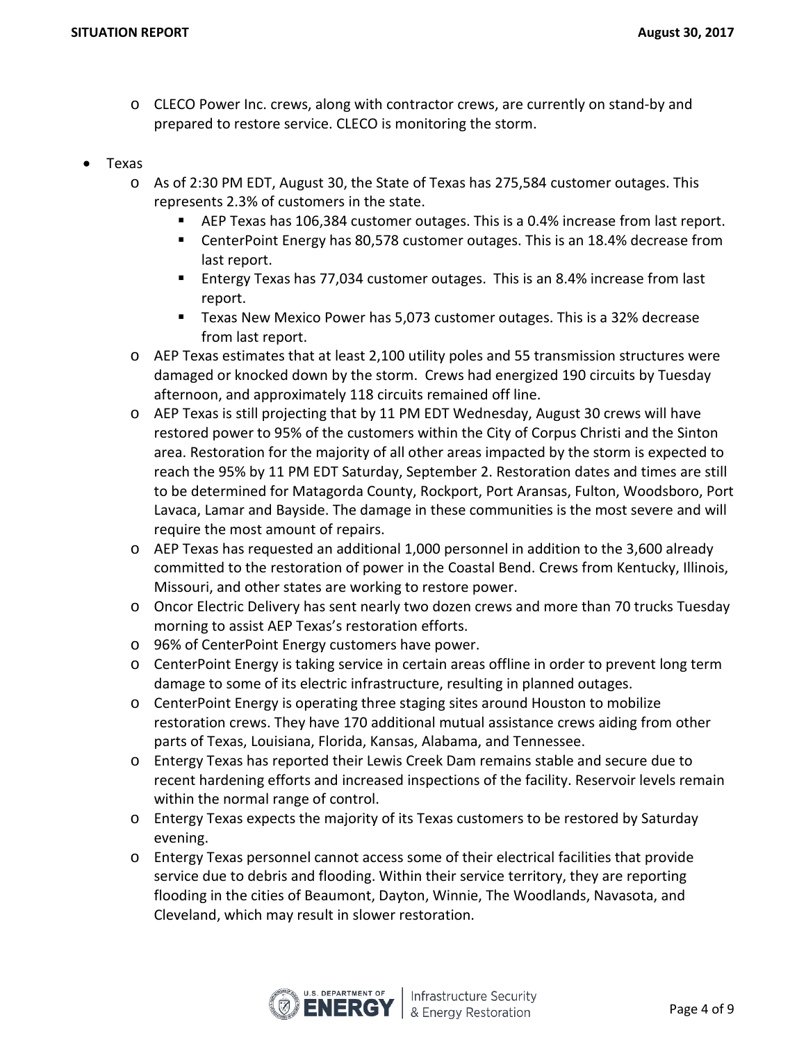- CLECO Power Inc. crews, along with contractor crews, are currently on stand-by and prepared to restore service. CLECO is monitoring the storm.

- Texas
  - As of 2:30 PM EDT, August 30, the State of Texas has 275,584 customer outages. This represents 2.3% of customers in the state.
    - AEP Texas has 106,384 customer outages. This is a 0.4% increase from last report.
    - CenterPoint Energy has 80,578 customer outages. This is an 18.4% decrease from last report.
    - Entergy Texas has 77,034 customer outages. This is an 8.4% increase from last report.
    - Texas New Mexico Power has 5,073 customer outages. This is a 32% decrease from last report.
  - AEP Texas estimates that at least 2,100 utility poles and 55 transmission structures were damaged or knocked down by the storm. Crews had energized 190 circuits by Tuesday afternoon, and approximately 118 circuits remained off line.
  - AEP Texas is still projecting that by 11 PM EDT Wednesday, August 30 crews will have restored power to 95% of the customers within the City of Corpus Christi and the Sinton area. Restoration for the majority of all other areas impacted by the storm is expected to reach the 95% by 11 PM EDT Saturday, September 2. Restoration dates and times are still to be determined for Matagorda County, Rockport, Port Aransas, Fulton, Woodsboro, Port Lavaca, Lamar and Bayside. The damage in these communities is the most severe and will require the most amount of repairs.
  - AEP Texas has requested an additional 1,000 personnel in addition to the 3,600 already committed to the restoration of power in the Coastal Bend. Crews from Kentucky, Illinois, Missouri, and other states are working to restore power.
  - Oncor Electric Delivery has sent nearly two dozen crews and more than 70 trucks Tuesday morning to assist AEP Texas's restoration efforts.
  - 96% of CenterPoint Energy customers have power.
  - CenterPoint Energy is taking service in certain areas offline in order to prevent long term damage to some of its electric infrastructure, resulting in planned outages.
  - CenterPoint Energy is operating three staging sites around Houston to mobilize restoration crews. They have 170 additional mutual assistance crews aiding from other parts of Texas, Louisiana, Florida, Kansas, Alabama, and Tennessee.
  - Entergy Texas has reported their Lewis Creek Dam remains stable and secure due to recent hardening efforts and increased inspections of the facility. Reservoir levels remain within the normal range of control.
  - Entergy Texas expects the majority of its Texas customers to be restored by Saturday evening.
  - Entergy Texas personnel cannot access some of their electrical facilities that provide service due to debris and flooding. Within their service territory, they are reporting flooding in the cities of Beaumont, Dayton, Winnie, The Woodlands, Navasota, and Cleveland, which may result in slower restoration.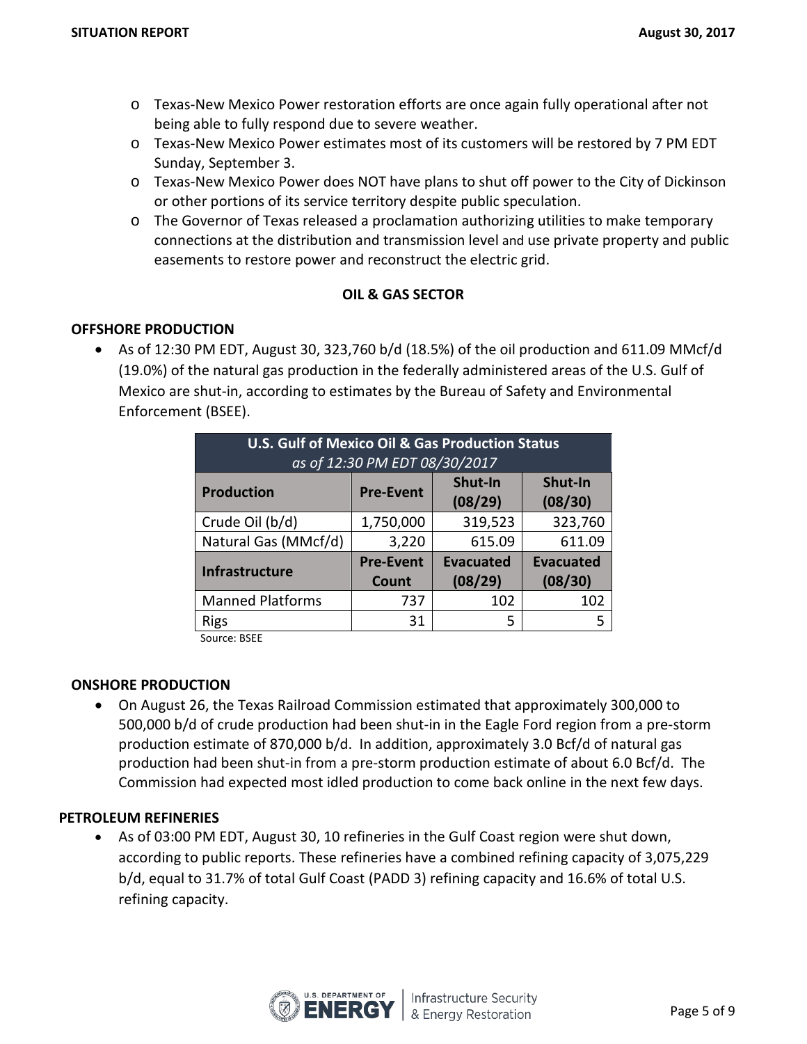- Texas-New Mexico Power restoration efforts are once again fully operational after not being able to fully respond due to severe weather.
- Texas-New Mexico Power estimates most of its customers will be restored by 7 PM EDT Sunday, September 3.
- Texas-New Mexico Power does NOT have plans to shut off power to the City of Dickinson or other portions of its service territory despite public speculation.
- The Governor of Texas released a proclamation authorizing utilities to make temporary connections at the distribution and transmission level and use private property and public easements to restore power and reconstruct the electric grid.

## OIL & GAS SECTOR

### OFFSHORE PRODUCTION

- As of 12:30 PM EDT, August 30, 323,760 b/d (18.5%) of the oil production and 611.09 MMcf/d (19.0%) of the natural gas production in the federally administered areas of the U.S. Gulf of Mexico are shut-in, according to estimates by the Bureau of Safety and Environmental Enforcement (BSEE).

**U.S. Gulf of Mexico Oil & Gas Production Status**
*as of 12:30 PM EDT 08/30/2017*

| Production | Pre-Event | Shut-In (08/29) | Shut-In (08/30) |
|---|---|---|---|
| Crude Oil (b/d) | 1,750,000 | 319,523 | 323,760 |
| Natural Gas (MMcf/d) | 3,220 | 615.09 | 611.09 |
| **Infrastructure** | **Pre-Event Count** | **Evacuated (08/29)** | **Evacuated (08/30)** |
| Manned Platforms | 737 | 102 | 102 |
| Rigs | 31 | 5 | 5 |

Source: BSEE

### ONSHORE PRODUCTION

- On August 26, the Texas Railroad Commission estimated that approximately 300,000 to 500,000 b/d of crude production had been shut-in in the Eagle Ford region from a pre-storm production estimate of 870,000 b/d. In addition, approximately 3.0 Bcf/d of natural gas production had been shut-in from a pre-storm production estimate of about 6.0 Bcf/d. The Commission had expected most idled production to come back online in the next few days.

### PETROLEUM REFINERIES

- As of 03:00 PM EDT, August 30, 10 refineries in the Gulf Coast region were shut down, according to public reports. These refineries have a combined refining capacity of 3,075,229 b/d, equal to 31.7% of total Gulf Coast (PADD 3) refining capacity and 16.6% of total U.S. refining capacity.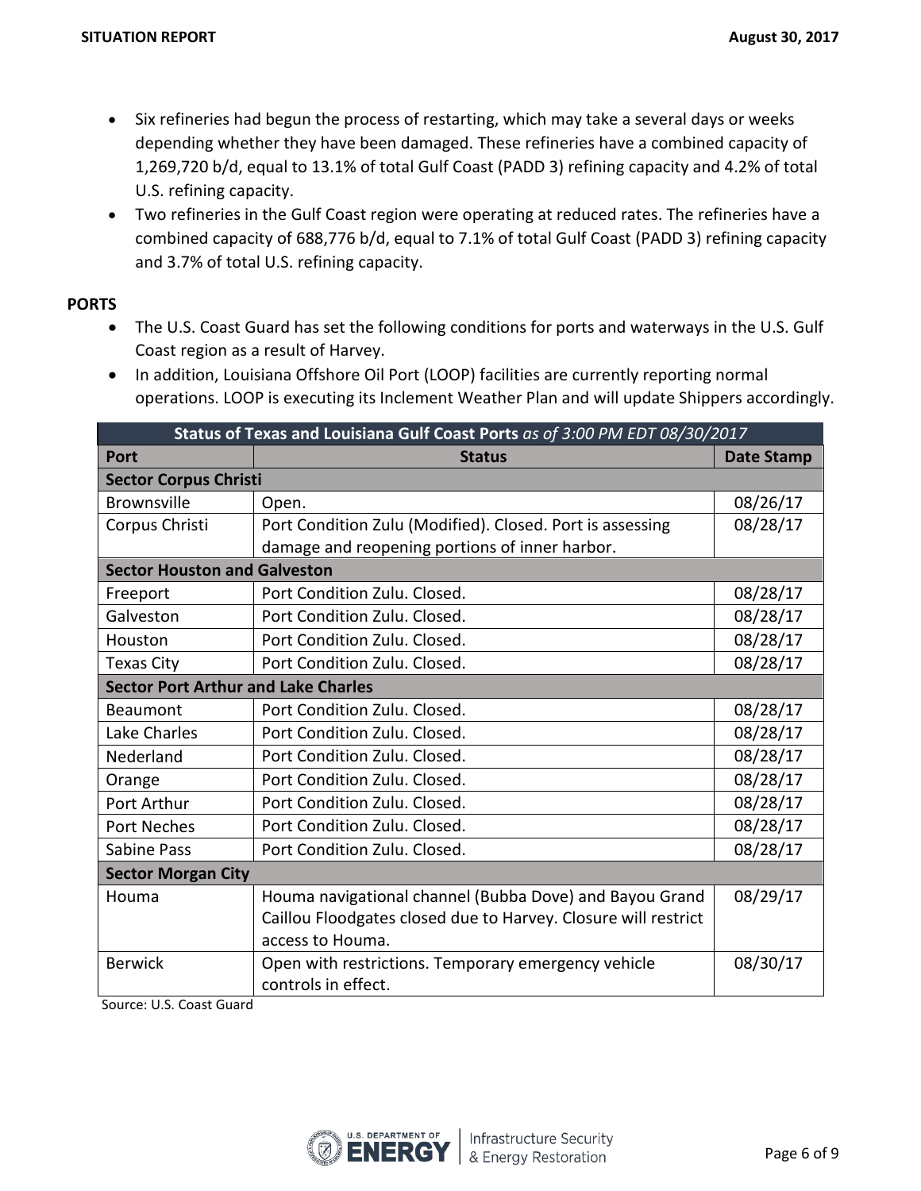- Six refineries had begun the process of restarting, which may take a several days or weeks depending whether they have been damaged. These refineries have a combined capacity of 1,269,720 b/d, equal to 13.1% of total Gulf Coast (PADD 3) refining capacity and 4.2% of total U.S. refining capacity.
- Two refineries in the Gulf Coast region were operating at reduced rates. The refineries have a combined capacity of 688,776 b/d, equal to 7.1% of total Gulf Coast (PADD 3) refining capacity and 3.7% of total U.S. refining capacity.

**PORTS**

- The U.S. Coast Guard has set the following conditions for ports and waterways in the U.S. Gulf Coast region as a result of Harvey.
- In addition, Louisiana Offshore Oil Port (LOOP) facilities are currently reporting normal operations. LOOP is executing its Inclement Weather Plan and will update Shippers accordingly.

| **Status of Texas and Louisiana Gulf Coast Ports** *as of 3:00 PM EDT 08/30/2017* | | |
|---|---|---|
| **Port** | **Status** | **Date Stamp** |
| **Sector Corpus Christi** | | |
| Brownsville | Open. | 08/26/17 |
| Corpus Christi | Port Condition Zulu (Modified). Closed. Port is assessing damage and reopening portions of inner harbor. | 08/28/17 |
| **Sector Houston and Galveston** | | |
| Freeport | Port Condition Zulu. Closed. | 08/28/17 |
| Galveston | Port Condition Zulu. Closed. | 08/28/17 |
| Houston | Port Condition Zulu. Closed. | 08/28/17 |
| Texas City | Port Condition Zulu. Closed. | 08/28/17 |
| **Sector Port Arthur and Lake Charles** | | |
| Beaumont | Port Condition Zulu. Closed. | 08/28/17 |
| Lake Charles | Port Condition Zulu. Closed. | 08/28/17 |
| Nederland | Port Condition Zulu. Closed. | 08/28/17 |
| Orange | Port Condition Zulu. Closed. | 08/28/17 |
| Port Arthur | Port Condition Zulu. Closed. | 08/28/17 |
| Port Neches | Port Condition Zulu. Closed. | 08/28/17 |
| Sabine Pass | Port Condition Zulu. Closed. | 08/28/17 |
| **Sector Morgan City** | | |
| Houma | Houma navigational channel (Bubba Dove) and Bayou Grand Caillou Floodgates closed due to Harvey. Closure will restrict access to Houma. | 08/29/17 |
| Berwick | Open with restrictions. Temporary emergency vehicle controls in effect. | 08/30/17 |

Source: U.S. Coast Guard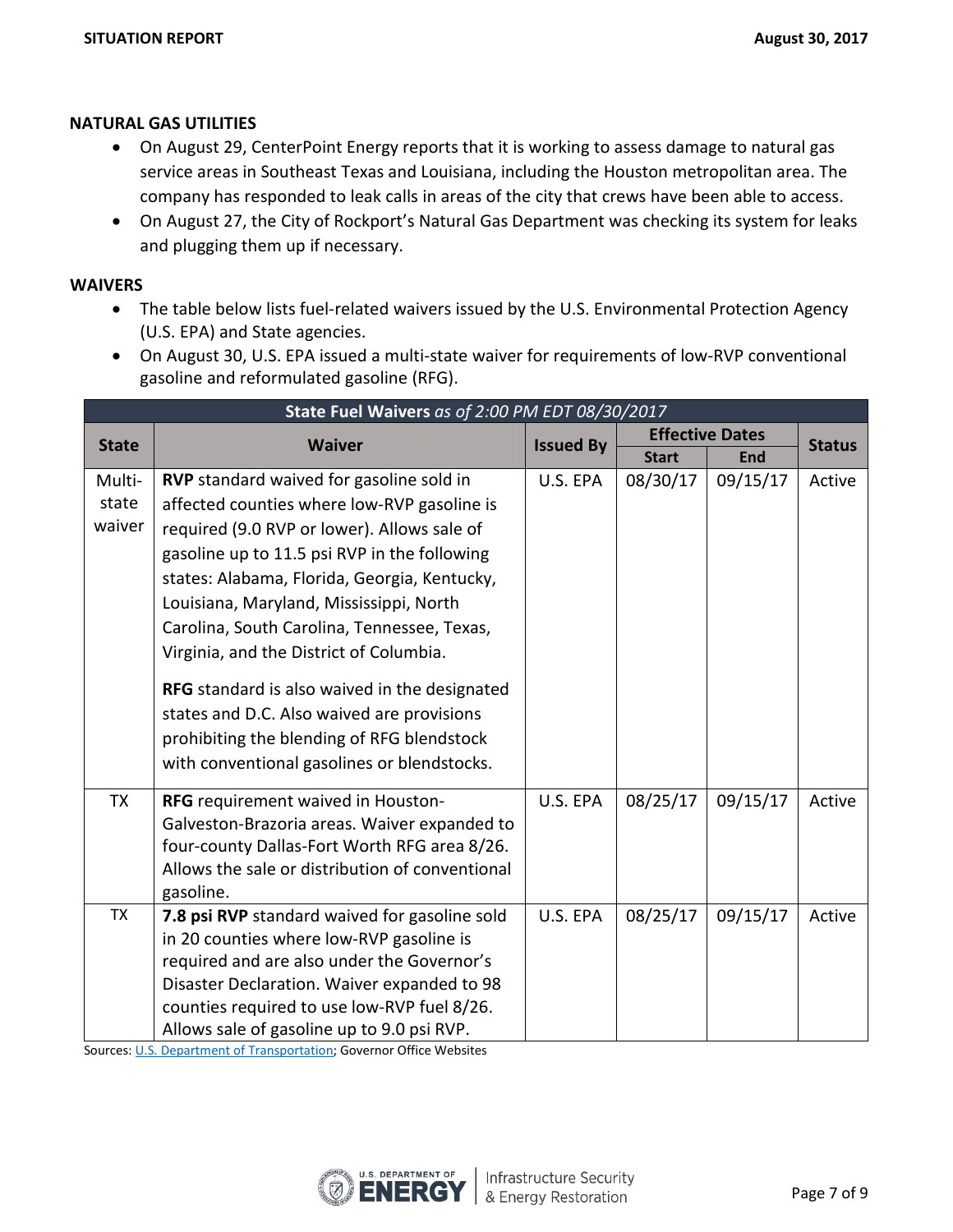## NATURAL GAS UTILITIES

- On August 29, CenterPoint Energy reports that it is working to assess damage to natural gas service areas in Southeast Texas and Louisiana, including the Houston metropolitan area. The company has responded to leak calls in areas of the city that crews have been able to access.
- On August 27, the City of Rockport's Natural Gas Department was checking its system for leaks and plugging them up if necessary.

## WAIVERS

- The table below lists fuel-related waivers issued by the U.S. Environmental Protection Agency (U.S. EPA) and State agencies.
- On August 30, U.S. EPA issued a multi-state waiver for requirements of low-RVP conventional gasoline and reformulated gasoline (RFG).

**State Fuel Waivers** *as of 2:00 PM EDT 08/30/2017*

| State | Waiver | Issued By | Effective Dates | | Status |
|---|---|---|---|---|---|
| | | | Start | End | |
| Multi-state waiver | **RVP** standard waived for gasoline sold in affected counties where low-RVP gasoline is required (9.0 RVP or lower). Allows sale of gasoline up to 11.5 psi RVP in the following states: Alabama, Florida, Georgia, Kentucky, Louisiana, Maryland, Mississippi, North Carolina, South Carolina, Tennessee, Texas, Virginia, and the District of Columbia. **RFG** standard is also waived in the designated states and D.C. Also waived are provisions prohibiting the blending of RFG blendstock with conventional gasolines or blendstocks. | U.S. EPA | 08/30/17 | 09/15/17 | Active |
| TX | **RFG** requirement waived in Houston-Galveston-Brazoria areas. Waiver expanded to four-county Dallas-Fort Worth RFG area 8/26. Allows the sale or distribution of conventional gasoline. | U.S. EPA | 08/25/17 | 09/15/17 | Active |
| TX | **7.8 psi RVP** standard waived for gasoline sold in 20 counties where low-RVP gasoline is required and are also under the Governor's Disaster Declaration. Waiver expanded to 98 counties required to use low-RVP fuel 8/26. Allows sale of gasoline up to 9.0 psi RVP. | U.S. EPA | 08/25/17 | 09/15/17 | Active |

Sources: U.S. Department of Transportation; Governor Office Websites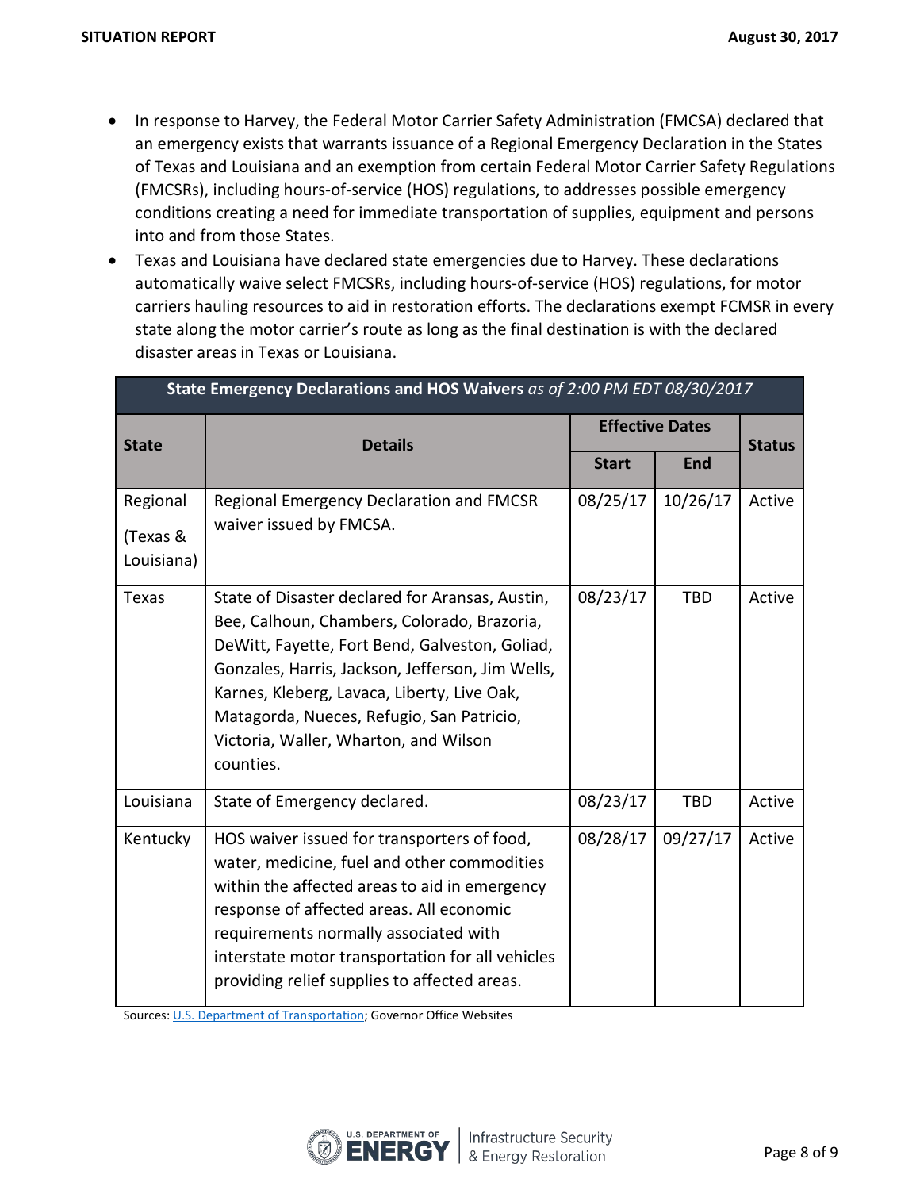- In response to Harvey, the Federal Motor Carrier Safety Administration (FMCSA) declared that an emergency exists that warrants issuance of a Regional Emergency Declaration in the States of Texas and Louisiana and an exemption from certain Federal Motor Carrier Safety Regulations (FMCSRs), including hours-of-service (HOS) regulations, to addresses possible emergency conditions creating a need for immediate transportation of supplies, equipment and persons into and from those States.
- Texas and Louisiana have declared state emergencies due to Harvey. These declarations automatically waive select FMCSRs, including hours-of-service (HOS) regulations, for motor carriers hauling resources to aid in restoration efforts. The declarations exempt FCMSR in every state along the motor carrier's route as long as the final destination is with the declared disaster areas in Texas or Louisiana.

**State Emergency Declarations and HOS Waivers** *as of 2:00 PM EDT 08/30/2017*

| State | Details | Effective Dates | | Status |
|---|---|---|---|---|
| | | Start | End | |
| Regional (Texas & Louisiana) | Regional Emergency Declaration and FMCSR waiver issued by FMCSA. | 08/25/17 | 10/26/17 | Active |
| Texas | State of Disaster declared for Aransas, Austin, Bee, Calhoun, Chambers, Colorado, Brazoria, DeWitt, Fayette, Fort Bend, Galveston, Goliad, Gonzales, Harris, Jackson, Jefferson, Jim Wells, Karnes, Kleberg, Lavaca, Liberty, Live Oak, Matagorda, Nueces, Refugio, San Patricio, Victoria, Waller, Wharton, and Wilson counties. | 08/23/17 | TBD | Active |
| Louisiana | State of Emergency declared. | 08/23/17 | TBD | Active |
| Kentucky | HOS waiver issued for transporters of food, water, medicine, fuel and other commodities within the affected areas to aid in emergency response of affected areas. All economic requirements normally associated with interstate motor transportation for all vehicles providing relief supplies to affected areas. | 08/28/17 | 09/27/17 | Active |

Sources: U.S. Department of Transportation; Governor Office Websites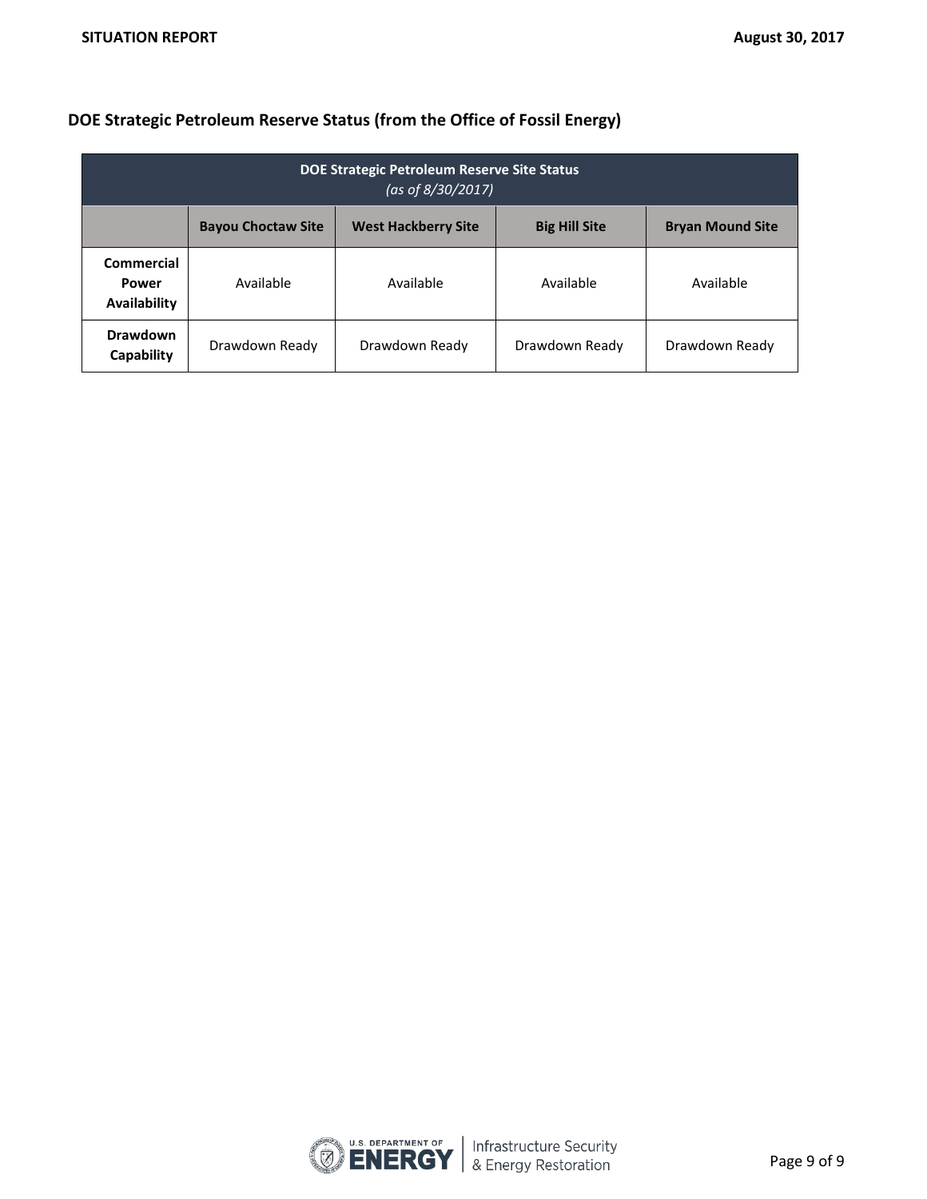## DOE Strategic Petroleum Reserve Status (from the Office of Fossil Energy)

| DOE Strategic Petroleum Reserve Site Status *(as of 8/30/2017)* | | | | |
|---|---|---|---|---|
| | **Bayou Choctaw Site** | **West Hackberry Site** | **Big Hill Site** | **Bryan Mound Site** |
| **Commercial Power Availability** | Available | Available | Available | Available |
| **Drawdown Capability** | Drawdown Ready | Drawdown Ready | Drawdown Ready | Drawdown Ready |